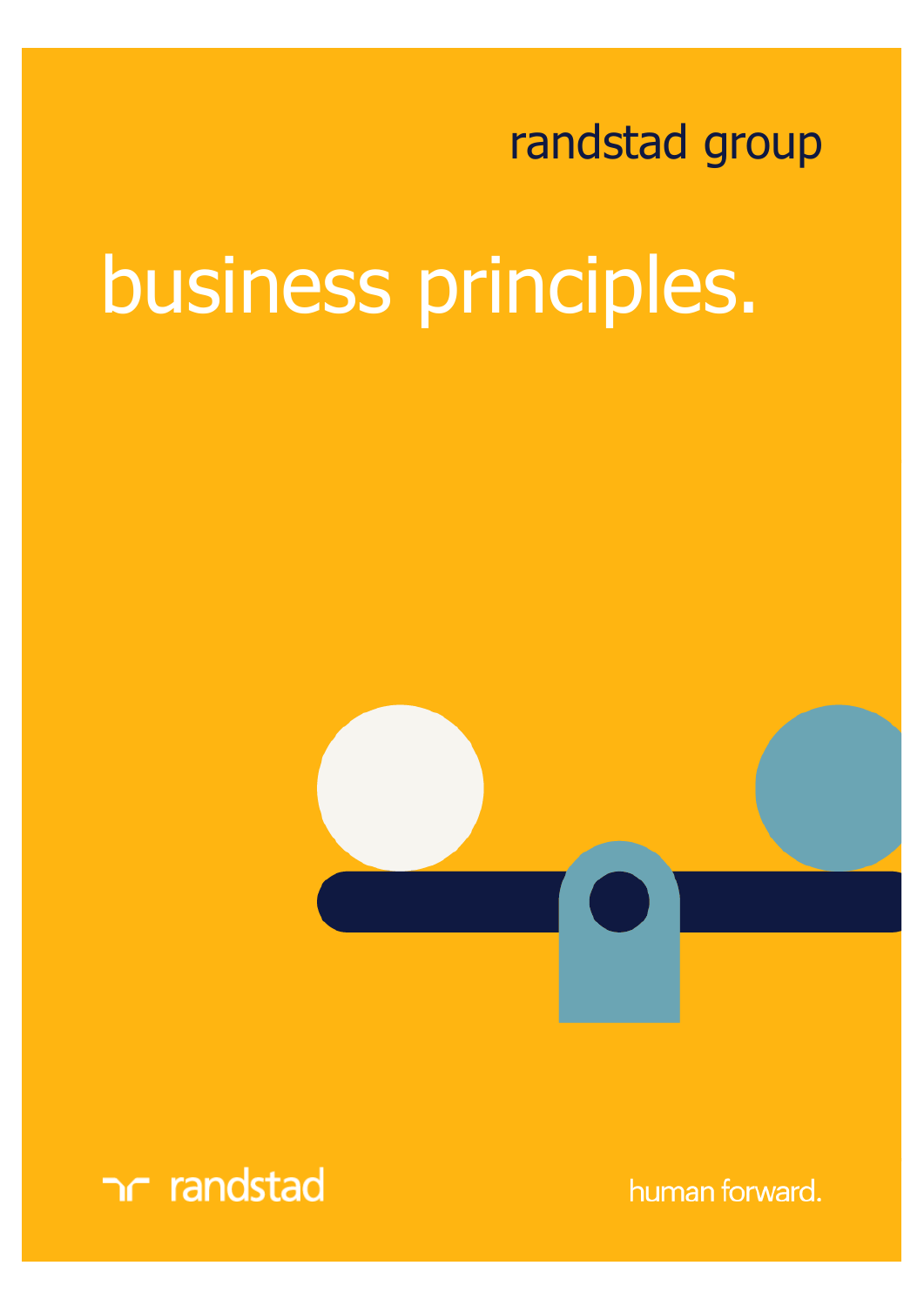randstad group

# business principles.

randstad

human forward.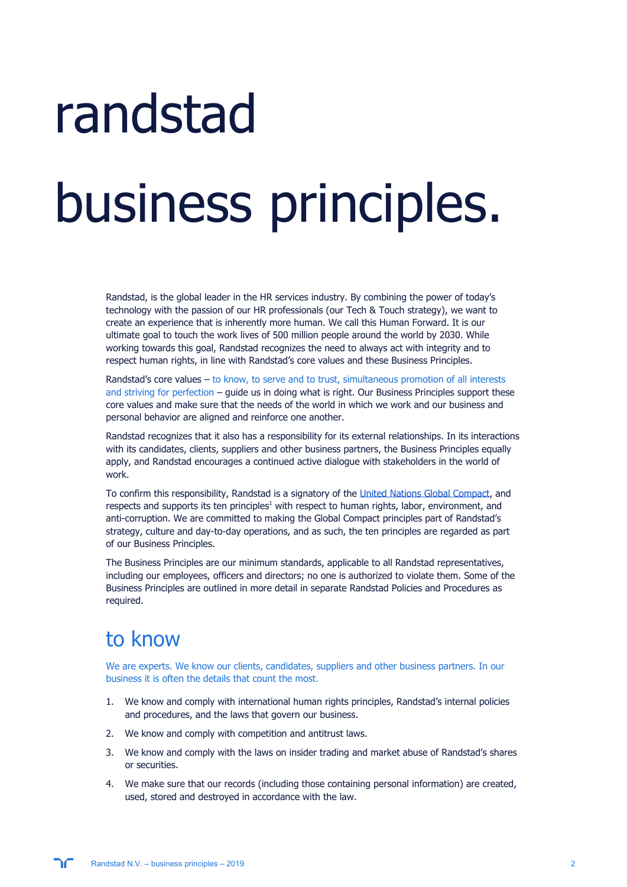# randstad business principles.

Randstad, is the global leader in the HR services industry. By combining the power of today's technology with the passion of our HR professionals (our Tech & Touch strategy), we want to create an experience that is inherently more human. We call this Human Forward. It is our ultimate goal to touch the work lives of 500 million people around the world by 2030. While working towards this goal, Randstad recognizes the need to always act with integrity and to respect human rights, in line with Randstad's core values and these Business Principles.

Randstad's core values – to know, to serve and to trust, simultaneous promotion of all interests and striving for perfection – guide us in doing what is right. Our Business Principles support these core values and make sure that the needs of the world in which we work and our business and personal behavior are aligned and reinforce one another.

Randstad recognizes that it also has a responsibility for its external relationships. In its interactions with its candidates, clients, suppliers and other business partners, the Business Principles equally apply, and Randstad encourages a continued active dialogue with stakeholders in the world of work.

To confirm this responsibility, Randstad is a signatory of the United Nations Global Compact, and respects and supports its ten principles[1] with respect to human rights, labor, environment, and anti-corruption. We are committed to making the Global Compact principles part of Randstad's strategy, culture and day-to-day operations, and as such, the ten principles are regarded as part of our Business Principles.

The Business Principles are our minimum standards, applicable to all Randstad representatives, including our employees, officers and directors; no one is authorized to violate them. Some of the Business Principles are outlined in more detail in separate Randstad Policies and Procedures as required.

## to know

We are experts. We know our clients, candidates, suppliers and other business partners. In our business it is often the details that count the most.

1. We know and comply with international human rights principles, Randstad's internal policies and procedures, and the laws that govern our business.
2. We know and comply with competition and antitrust laws.
3. We know and comply with the laws on insider trading and market abuse of Randstad's shares or securities.
4. We make sure that our records (including those containing personal information) are created, used, stored and destroyed in accordance with the law.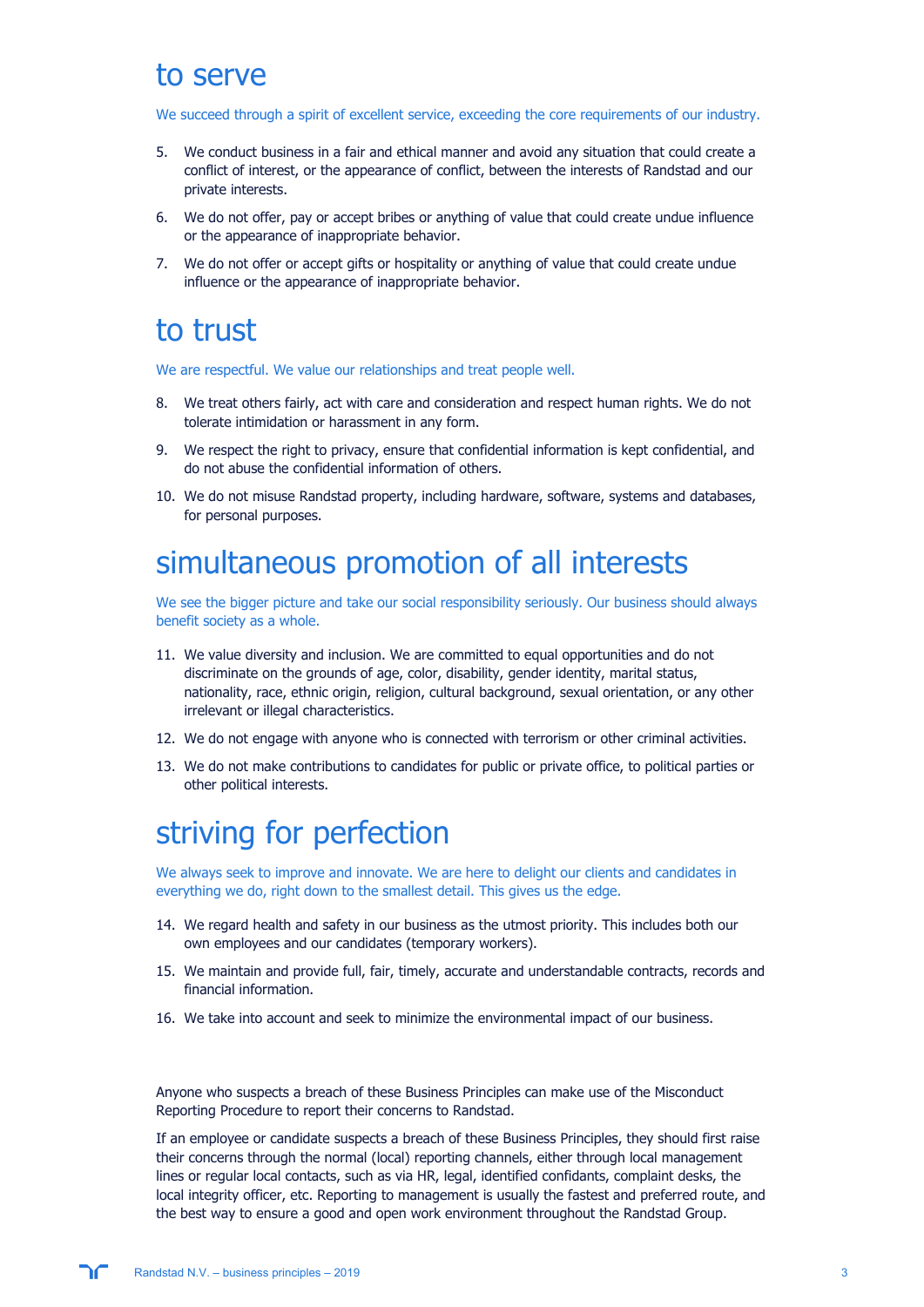## to serve

We succeed through a spirit of excellent service, exceeding the core requirements of our industry.

5. We conduct business in a fair and ethical manner and avoid any situation that could create a conflict of interest, or the appearance of conflict, between the interests of Randstad and our private interests.
6. We do not offer, pay or accept bribes or anything of value that could create undue influence or the appearance of inappropriate behavior.
7. We do not offer or accept gifts or hospitality or anything of value that could create undue influence or the appearance of inappropriate behavior.

## to trust

We are respectful. We value our relationships and treat people well.

8. We treat others fairly, act with care and consideration and respect human rights. We do not tolerate intimidation or harassment in any form.
9. We respect the right to privacy, ensure that confidential information is kept confidential, and do not abuse the confidential information of others.
10. We do not misuse Randstad property, including hardware, software, systems and databases, for personal purposes.

## simultaneous promotion of all interests

We see the bigger picture and take our social responsibility seriously. Our business should always benefit society as a whole.

11. We value diversity and inclusion. We are committed to equal opportunities and do not discriminate on the grounds of age, color, disability, gender identity, marital status, nationality, race, ethnic origin, religion, cultural background, sexual orientation, or any other irrelevant or illegal characteristics.
12. We do not engage with anyone who is connected with terrorism or other criminal activities.
13. We do not make contributions to candidates for public or private office, to political parties or other political interests.

## striving for perfection

We always seek to improve and innovate. We are here to delight our clients and candidates in everything we do, right down to the smallest detail. This gives us the edge.

14. We regard health and safety in our business as the utmost priority. This includes both our own employees and our candidates (temporary workers).
15. We maintain and provide full, fair, timely, accurate and understandable contracts, records and financial information.
16. We take into account and seek to minimize the environmental impact of our business.

Anyone who suspects a breach of these Business Principles can make use of the Misconduct Reporting Procedure to report their concerns to Randstad.

If an employee or candidate suspects a breach of these Business Principles, they should first raise their concerns through the normal (local) reporting channels, either through local management lines or regular local contacts, such as via HR, legal, identified confidants, complaint desks, the local integrity officer, etc. Reporting to management is usually the fastest and preferred route, and the best way to ensure a good and open work environment throughout the Randstad Group.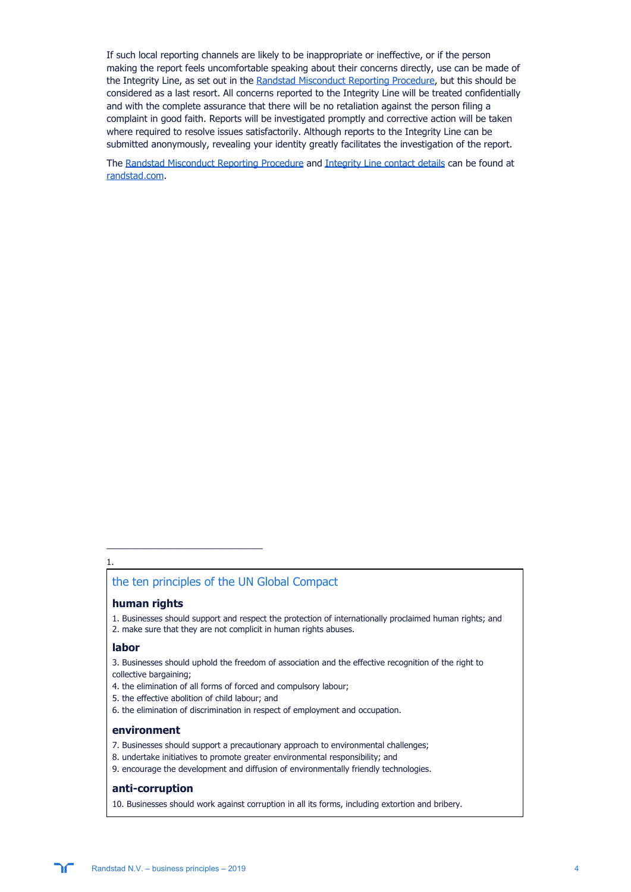If such local reporting channels are likely to be inappropriate or ineffective, or if the person making the report feels uncomfortable speaking about their concerns directly, use can be made of the Integrity Line, as set out in the Randstad Misconduct Reporting Procedure, but this should be considered as a last resort. All concerns reported to the Integrity Line will be treated confidentially and with the complete assurance that there will be no retaliation against the person filing a complaint in good faith. Reports will be investigated promptly and corrective action will be taken where required to resolve issues satisfactorily. Although reports to the Integrity Line can be submitted anonymously, revealing your identity greatly facilitates the investigation of the report.

The Randstad Misconduct Reporting Procedure and Integrity Line contact details can be found at randstad.com.

---

1.

## the ten principles of the UN Global Compact

### human rights

1. Businesses should support and respect the protection of internationally proclaimed human rights; and
2. make sure that they are not complicit in human rights abuses.

### labor

3. Businesses should uphold the freedom of association and the effective recognition of the right to collective bargaining;
4. the elimination of all forms of forced and compulsory labour;
5. the effective abolition of child labour; and
6. the elimination of discrimination in respect of employment and occupation.

### environment

7. Businesses should support a precautionary approach to environmental challenges;
8. undertake initiatives to promote greater environmental responsibility; and
9. encourage the development and diffusion of environmentally friendly technologies.

### anti-corruption

10. Businesses should work against corruption in all its forms, including extortion and bribery.